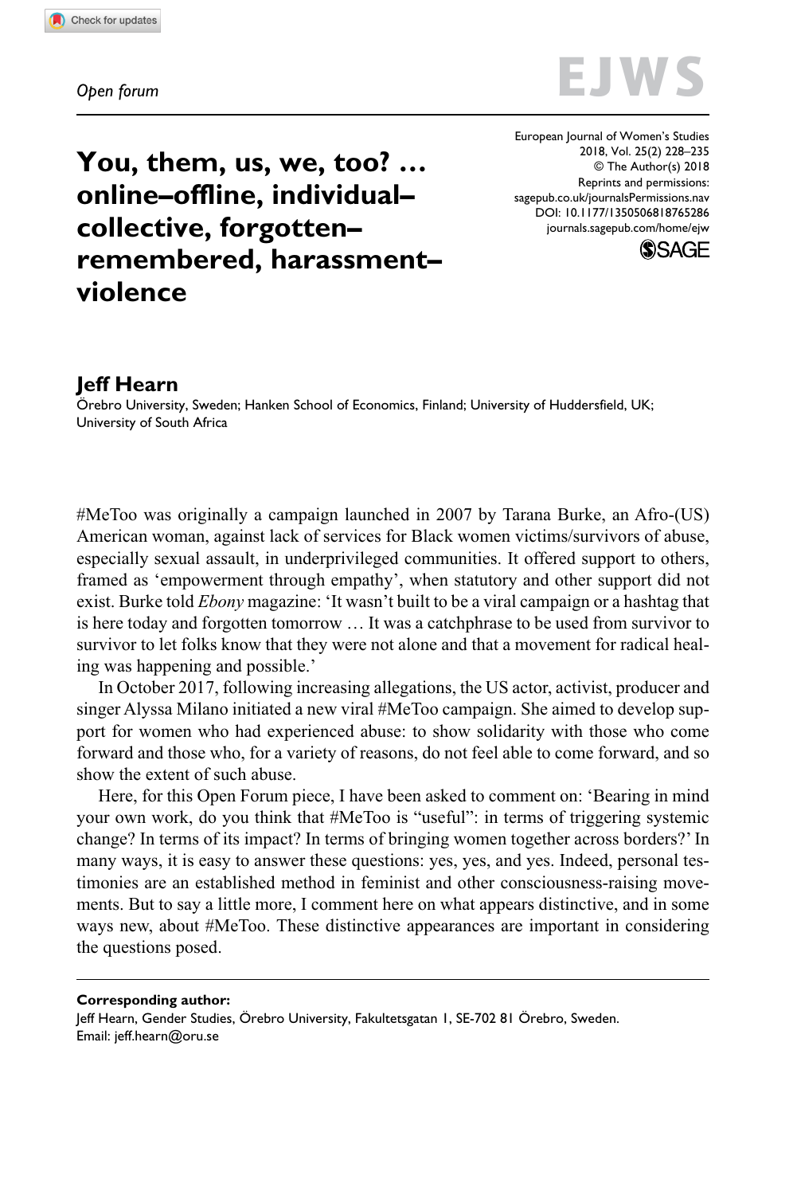*Open forum*

# You, them, us, we, too? … online–offline, individual–collective, forgotten–remembered, harassment–violence

European Journal of Women's Studies
2018, Vol. 25(2) 228–235
© The Author(s) 2018
Reprints and permissions: sagepub.co.uk/journalsPermissions.nav
DOI: 10.1177/1350506818765286
journals.sagepub.com/home/ejw

**Jeff Hearn**

Örebro University, Sweden; Hanken School of Economics, Finland; University of Huddersfield, UK; University of South Africa

#MeToo was originally a campaign launched in 2007 by Tarana Burke, an Afro-(US) American woman, against lack of services for Black women victims/survivors of abuse, especially sexual assault, in underprivileged communities. It offered support to others, framed as 'empowerment through empathy', when statutory and other support did not exist. Burke told *Ebony* magazine: 'It wasn't built to be a viral campaign or a hashtag that is here today and forgotten tomorrow … It was a catchphrase to be used from survivor to survivor to let folks know that they were not alone and that a movement for radical healing was happening and possible.'

In October 2017, following increasing allegations, the US actor, activist, producer and singer Alyssa Milano initiated a new viral #MeToo campaign. She aimed to develop support for women who had experienced abuse: to show solidarity with those who come forward and those who, for a variety of reasons, do not feel able to come forward, and so show the extent of such abuse.

Here, for this Open Forum piece, I have been asked to comment on: 'Bearing in mind your own work, do you think that #MeToo is "useful": in terms of triggering systemic change? In terms of its impact? In terms of bringing women together across borders?' In many ways, it is easy to answer these questions: yes, yes, and yes. Indeed, personal testimonies are an established method in feminist and other consciousness-raising movements. But to say a little more, I comment here on what appears distinctive, and in some ways new, about #MeToo. These distinctive appearances are important in considering the questions posed.

**Corresponding author:**
Jeff Hearn, Gender Studies, Örebro University, Fakultetsgatan 1, SE-702 81 Örebro, Sweden.
Email: jeff.hearn@oru.se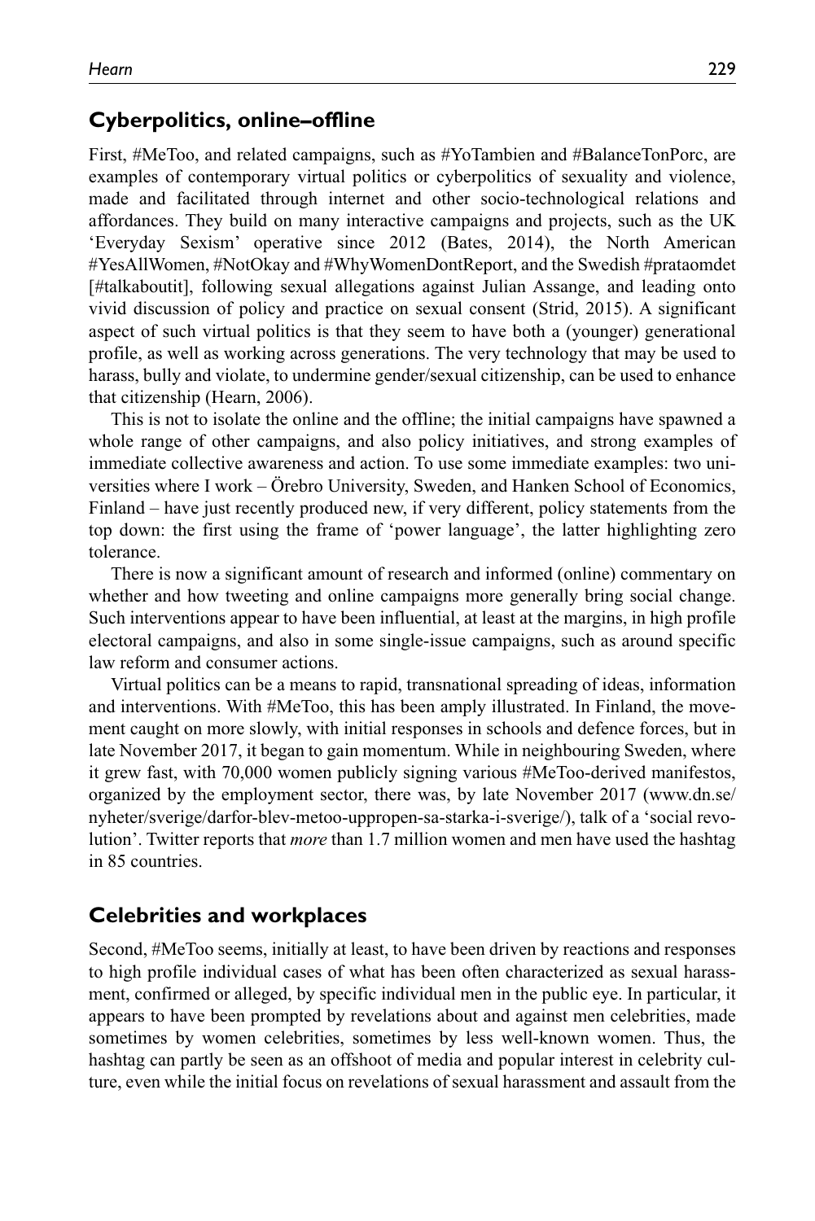## Cyberpolitics, online–offline

First, #MeToo, and related campaigns, such as #YoTambien and #BalanceTonPorc, are examples of contemporary virtual politics or cyberpolitics of sexuality and violence, made and facilitated through internet and other socio-technological relations and affordances. They build on many interactive campaigns and projects, such as the UK 'Everyday Sexism' operative since 2012 (Bates, 2014), the North American #YesAllWomen, #NotOkay and #WhyWomenDontReport, and the Swedish #prataomdet [#talkaboutit], following sexual allegations against Julian Assange, and leading onto vivid discussion of policy and practice on sexual consent (Strid, 2015). A significant aspect of such virtual politics is that they seem to have both a (younger) generational profile, as well as working across generations. The very technology that may be used to harass, bully and violate, to undermine gender/sexual citizenship, can be used to enhance that citizenship (Hearn, 2006).

This is not to isolate the online and the offline; the initial campaigns have spawned a whole range of other campaigns, and also policy initiatives, and strong examples of immediate collective awareness and action. To use some immediate examples: two universities where I work – Örebro University, Sweden, and Hanken School of Economics, Finland – have just recently produced new, if very different, policy statements from the top down: the first using the frame of 'power language', the latter highlighting zero tolerance.

There is now a significant amount of research and informed (online) commentary on whether and how tweeting and online campaigns more generally bring social change. Such interventions appear to have been influential, at least at the margins, in high profile electoral campaigns, and also in some single-issue campaigns, such as around specific law reform and consumer actions.

Virtual politics can be a means to rapid, transnational spreading of ideas, information and interventions. With #MeToo, this has been amply illustrated. In Finland, the movement caught on more slowly, with initial responses in schools and defence forces, but in late November 2017, it began to gain momentum. While in neighbouring Sweden, where it grew fast, with 70,000 women publicly signing various #MeToo-derived manifestos, organized by the employment sector, there was, by late November 2017 (www.dn.se/nyheter/sverige/darfor-blev-metoo-uppropen-sa-starka-i-sverige/), talk of a 'social revolution'. Twitter reports that *more* than 1.7 million women and men have used the hashtag in 85 countries.

## Celebrities and workplaces

Second, #MeToo seems, initially at least, to have been driven by reactions and responses to high profile individual cases of what has been often characterized as sexual harassment, confirmed or alleged, by specific individual men in the public eye. In particular, it appears to have been prompted by revelations about and against men celebrities, made sometimes by women celebrities, sometimes by less well-known women. Thus, the hashtag can partly be seen as an offshoot of media and popular interest in celebrity culture, even while the initial focus on revelations of sexual harassment and assault from the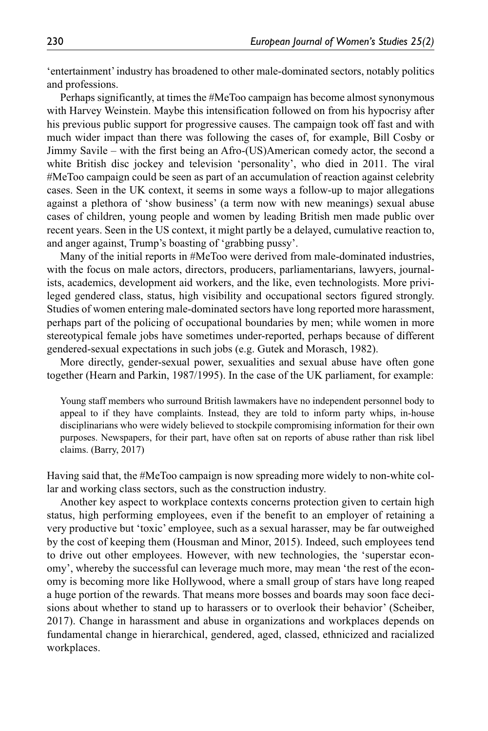'entertainment' industry has broadened to other male-dominated sectors, notably politics and professions.

Perhaps significantly, at times the #MeToo campaign has become almost synonymous with Harvey Weinstein. Maybe this intensification followed on from his hypocrisy after his previous public support for progressive causes. The campaign took off fast and with much wider impact than there was following the cases of, for example, Bill Cosby or Jimmy Savile – with the first being an Afro-(US)American comedy actor, the second a white British disc jockey and television 'personality', who died in 2011. The viral #MeToo campaign could be seen as part of an accumulation of reaction against celebrity cases. Seen in the UK context, it seems in some ways a follow-up to major allegations against a plethora of 'show business' (a term now with new meanings) sexual abuse cases of children, young people and women by leading British men made public over recent years. Seen in the US context, it might partly be a delayed, cumulative reaction to, and anger against, Trump's boasting of 'grabbing pussy'.

Many of the initial reports in #MeToo were derived from male-dominated industries, with the focus on male actors, directors, producers, parliamentarians, lawyers, journalists, academics, development aid workers, and the like, even technologists. More privileged gendered class, status, high visibility and occupational sectors figured strongly. Studies of women entering male-dominated sectors have long reported more harassment, perhaps part of the policing of occupational boundaries by men; while women in more stereotypical female jobs have sometimes under-reported, perhaps because of different gendered-sexual expectations in such jobs (e.g. Gutek and Morasch, 1982).

More directly, gender-sexual power, sexualities and sexual abuse have often gone together (Hearn and Parkin, 1987/1995). In the case of the UK parliament, for example:

> Young staff members who surround British lawmakers have no independent personnel body to appeal to if they have complaints. Instead, they are told to inform party whips, in-house disciplinarians who were widely believed to stockpile compromising information for their own purposes. Newspapers, for their part, have often sat on reports of abuse rather than risk libel claims. (Barry, 2017)

Having said that, the #MeToo campaign is now spreading more widely to non-white collar and working class sectors, such as the construction industry.

Another key aspect to workplace contexts concerns protection given to certain high status, high performing employees, even if the benefit to an employer of retaining a very productive but 'toxic' employee, such as a sexual harasser, may be far outweighed by the cost of keeping them (Housman and Minor, 2015). Indeed, such employees tend to drive out other employees. However, with new technologies, the 'superstar economy', whereby the successful can leverage much more, may mean 'the rest of the economy is becoming more like Hollywood, where a small group of stars have long reaped a huge portion of the rewards. That means more bosses and boards may soon face decisions about whether to stand up to harassers or to overlook their behavior' (Scheiber, 2017). Change in harassment and abuse in organizations and workplaces depends on fundamental change in hierarchical, gendered, aged, classed, ethnicized and racialized workplaces.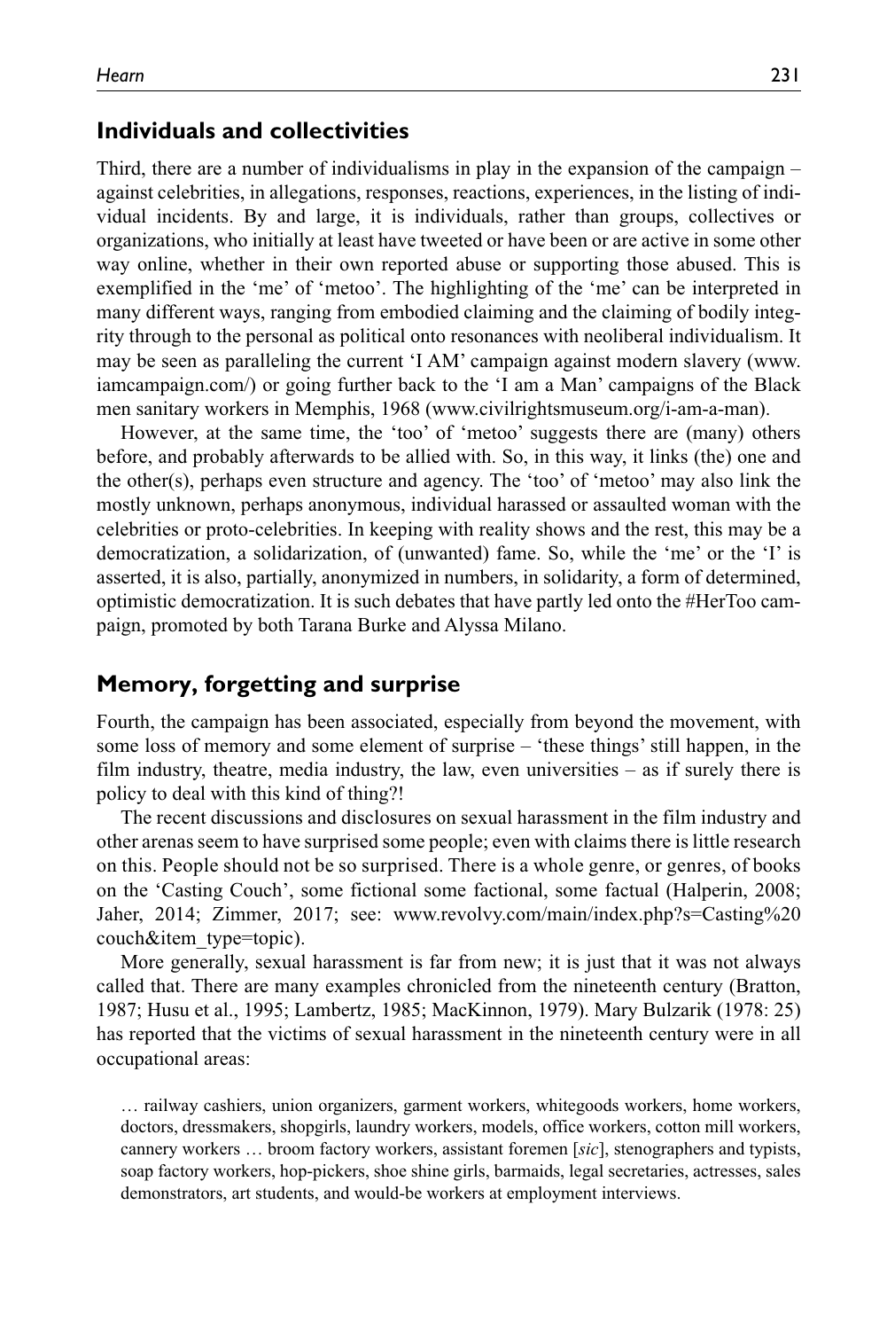## Individuals and collectivities

Third, there are a number of individualisms in play in the expansion of the campaign – against celebrities, in allegations, responses, reactions, experiences, in the listing of individual incidents. By and large, it is individuals, rather than groups, collectives or organizations, who initially at least have tweeted or have been or are active in some other way online, whether in their own reported abuse or supporting those abused. This is exemplified in the 'me' of 'metoo'. The highlighting of the 'me' can be interpreted in many different ways, ranging from embodied claiming and the claiming of bodily integrity through to the personal as political onto resonances with neoliberal individualism. It may be seen as paralleling the current 'I AM' campaign against modern slavery (www.iamcampaign.com/) or going further back to the 'I am a Man' campaigns of the Black men sanitary workers in Memphis, 1968 (www.civilrightsmuseum.org/i-am-a-man).

However, at the same time, the 'too' of 'metoo' suggests there are (many) others before, and probably afterwards to be allied with. So, in this way, it links (the) one and the other(s), perhaps even structure and agency. The 'too' of 'metoo' may also link the mostly unknown, perhaps anonymous, individual harassed or assaulted woman with the celebrities or proto-celebrities. In keeping with reality shows and the rest, this may be a democratization, a solidarization, of (unwanted) fame. So, while the 'me' or the 'I' is asserted, it is also, partially, anonymized in numbers, in solidarity, a form of determined, optimistic democratization. It is such debates that have partly led onto the #HerToo campaign, promoted by both Tarana Burke and Alyssa Milano.

## Memory, forgetting and surprise

Fourth, the campaign has been associated, especially from beyond the movement, with some loss of memory and some element of surprise – 'these things' still happen, in the film industry, theatre, media industry, the law, even universities – as if surely there is policy to deal with this kind of thing?!

The recent discussions and disclosures on sexual harassment in the film industry and other arenas seem to have surprised some people; even with claims there is little research on this. People should not be so surprised. There is a whole genre, or genres, of books on the 'Casting Couch', some fictional some factional, some factual (Halperin, 2008; Jaher, 2014; Zimmer, 2017; see: www.revolvy.com/main/index.php?s=Casting%20couch&item_type=topic).

More generally, sexual harassment is far from new; it is just that it was not always called that. There are many examples chronicled from the nineteenth century (Bratton, 1987; Husu et al., 1995; Lambertz, 1985; MacKinnon, 1979). Mary Bulzarik (1978: 25) has reported that the victims of sexual harassment in the nineteenth century were in all occupational areas:

> … railway cashiers, union organizers, garment workers, whitegoods workers, home workers, doctors, dressmakers, shopgirls, laundry workers, models, office workers, cotton mill workers, cannery workers … broom factory workers, assistant foremen [*sic*], stenographers and typists, soap factory workers, hop-pickers, shoe shine girls, barmaids, legal secretaries, actresses, sales demonstrators, art students, and would-be workers at employment interviews.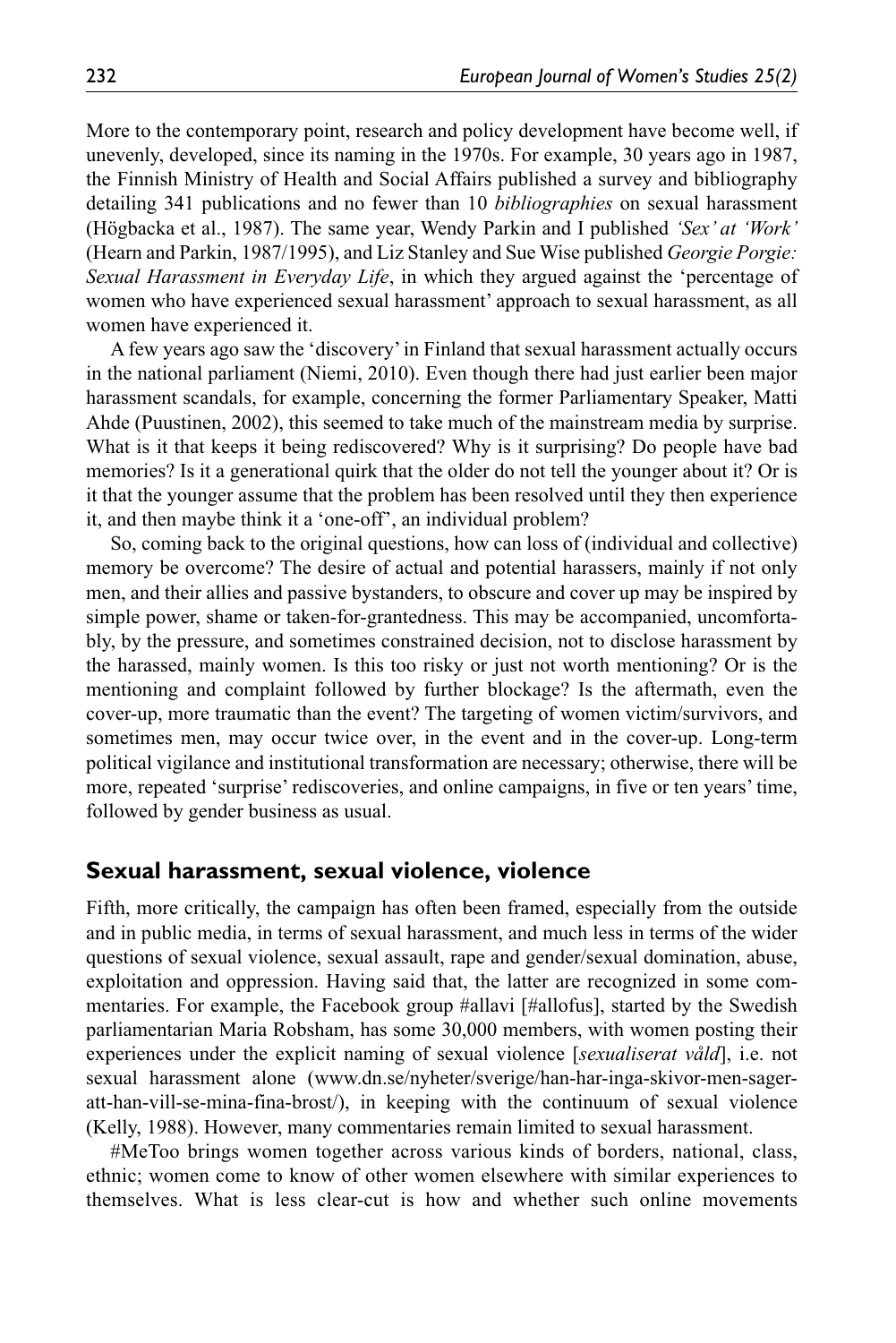More to the contemporary point, research and policy development have become well, if unevenly, developed, since its naming in the 1970s. For example, 30 years ago in 1987, the Finnish Ministry of Health and Social Affairs published a survey and bibliography detailing 341 publications and no fewer than 10 *bibliographies* on sexual harassment (Högbacka et al., 1987). The same year, Wendy Parkin and I published *'Sex' at 'Work'* (Hearn and Parkin, 1987/1995), and Liz Stanley and Sue Wise published *Georgie Porgie: Sexual Harassment in Everyday Life*, in which they argued against the 'percentage of women who have experienced sexual harassment' approach to sexual harassment, as all women have experienced it.

A few years ago saw the 'discovery' in Finland that sexual harassment actually occurs in the national parliament (Niemi, 2010). Even though there had just earlier been major harassment scandals, for example, concerning the former Parliamentary Speaker, Matti Ahde (Puustinen, 2002), this seemed to take much of the mainstream media by surprise. What is it that keeps it being rediscovered? Why is it surprising? Do people have bad memories? Is it a generational quirk that the older do not tell the younger about it? Or is it that the younger assume that the problem has been resolved until they then experience it, and then maybe think it a 'one-off', an individual problem?

So, coming back to the original questions, how can loss of (individual and collective) memory be overcome? The desire of actual and potential harassers, mainly if not only men, and their allies and passive bystanders, to obscure and cover up may be inspired by simple power, shame or taken-for-grantedness. This may be accompanied, uncomfortably, by the pressure, and sometimes constrained decision, not to disclose harassment by the harassed, mainly women. Is this too risky or just not worth mentioning? Or is the mentioning and complaint followed by further blockage? Is the aftermath, even the cover-up, more traumatic than the event? The targeting of women victim/survivors, and sometimes men, may occur twice over, in the event and in the cover-up. Long-term political vigilance and institutional transformation are necessary; otherwise, there will be more, repeated 'surprise' rediscoveries, and online campaigns, in five or ten years' time, followed by gender business as usual.

## Sexual harassment, sexual violence, violence

Fifth, more critically, the campaign has often been framed, especially from the outside and in public media, in terms of sexual harassment, and much less in terms of the wider questions of sexual violence, sexual assault, rape and gender/sexual domination, abuse, exploitation and oppression. Having said that, the latter are recognized in some commentaries. For example, the Facebook group #allavi [#allofus], started by the Swedish parliamentarian Maria Robsham, has some 30,000 members, with women posting their experiences under the explicit naming of sexual violence [*sexualiserat våld*], i.e. not sexual harassment alone (www.dn.se/nyheter/sverige/han-har-inga-skivor-men-sager-att-han-vill-se-mina-fina-brost/), in keeping with the continuum of sexual violence (Kelly, 1988). However, many commentaries remain limited to sexual harassment.

#MeToo brings women together across various kinds of borders, national, class, ethnic; women come to know of other women elsewhere with similar experiences to themselves. What is less clear-cut is how and whether such online movements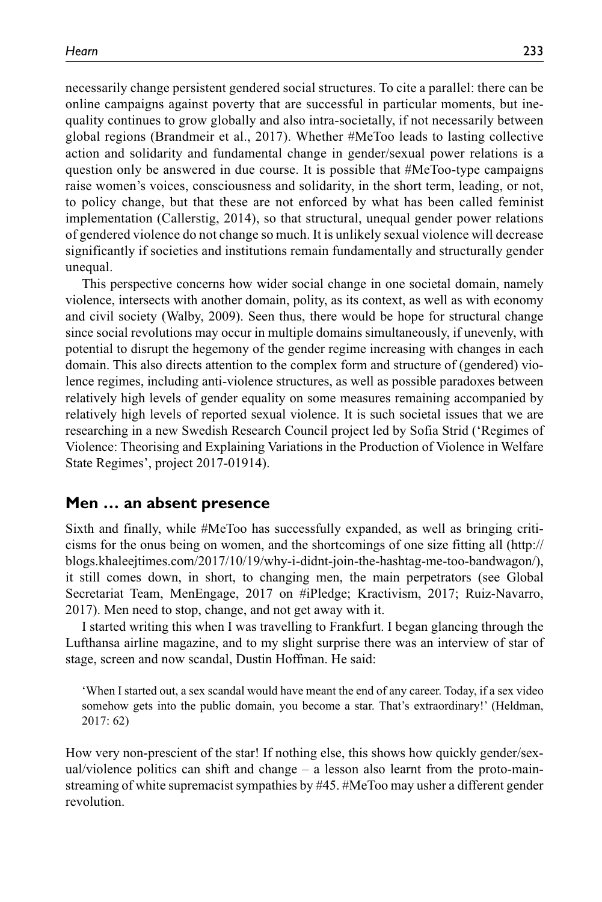necessarily change persistent gendered social structures. To cite a parallel: there can be online campaigns against poverty that are successful in particular moments, but inequality continues to grow globally and also intra-societally, if not necessarily between global regions (Brandmeir et al., 2017). Whether #MeToo leads to lasting collective action and solidarity and fundamental change in gender/sexual power relations is a question only be answered in due course. It is possible that #MeToo-type campaigns raise women's voices, consciousness and solidarity, in the short term, leading, or not, to policy change, but that these are not enforced by what has been called feminist implementation (Callerstig, 2014), so that structural, unequal gender power relations of gendered violence do not change so much. It is unlikely sexual violence will decrease significantly if societies and institutions remain fundamentally and structurally gender unequal.

This perspective concerns how wider social change in one societal domain, namely violence, intersects with another domain, polity, as its context, as well as with economy and civil society (Walby, 2009). Seen thus, there would be hope for structural change since social revolutions may occur in multiple domains simultaneously, if unevenly, with potential to disrupt the hegemony of the gender regime increasing with changes in each domain. This also directs attention to the complex form and structure of (gendered) violence regimes, including anti-violence structures, as well as possible paradoxes between relatively high levels of gender equality on some measures remaining accompanied by relatively high levels of reported sexual violence. It is such societal issues that we are researching in a new Swedish Research Council project led by Sofia Strid ('Regimes of Violence: Theorising and Explaining Variations in the Production of Violence in Welfare State Regimes', project 2017-01914).

## Men … an absent presence

Sixth and finally, while #MeToo has successfully expanded, as well as bringing criticisms for the onus being on women, and the shortcomings of one size fitting all (http://blogs.khaleejtimes.com/2017/10/19/why-i-didnt-join-the-hashtag-me-too-bandwagon/), it still comes down, in short, to changing men, the main perpetrators (see Global Secretariat Team, MenEngage, 2017 on #iPledge; Kractivism, 2017; Ruiz-Navarro, 2017). Men need to stop, change, and not get away with it.

I started writing this when I was travelling to Frankfurt. I began glancing through the Lufthansa airline magazine, and to my slight surprise there was an interview of star of stage, screen and now scandal, Dustin Hoffman. He said:

> 'When I started out, a sex scandal would have meant the end of any career. Today, if a sex video somehow gets into the public domain, you become a star. That's extraordinary!' (Heldman, 2017: 62)

How very non-prescient of the star! If nothing else, this shows how quickly gender/sexual/violence politics can shift and change – a lesson also learnt from the proto-mainstreaming of white supremacist sympathies by #45. #MeToo may usher a different gender revolution.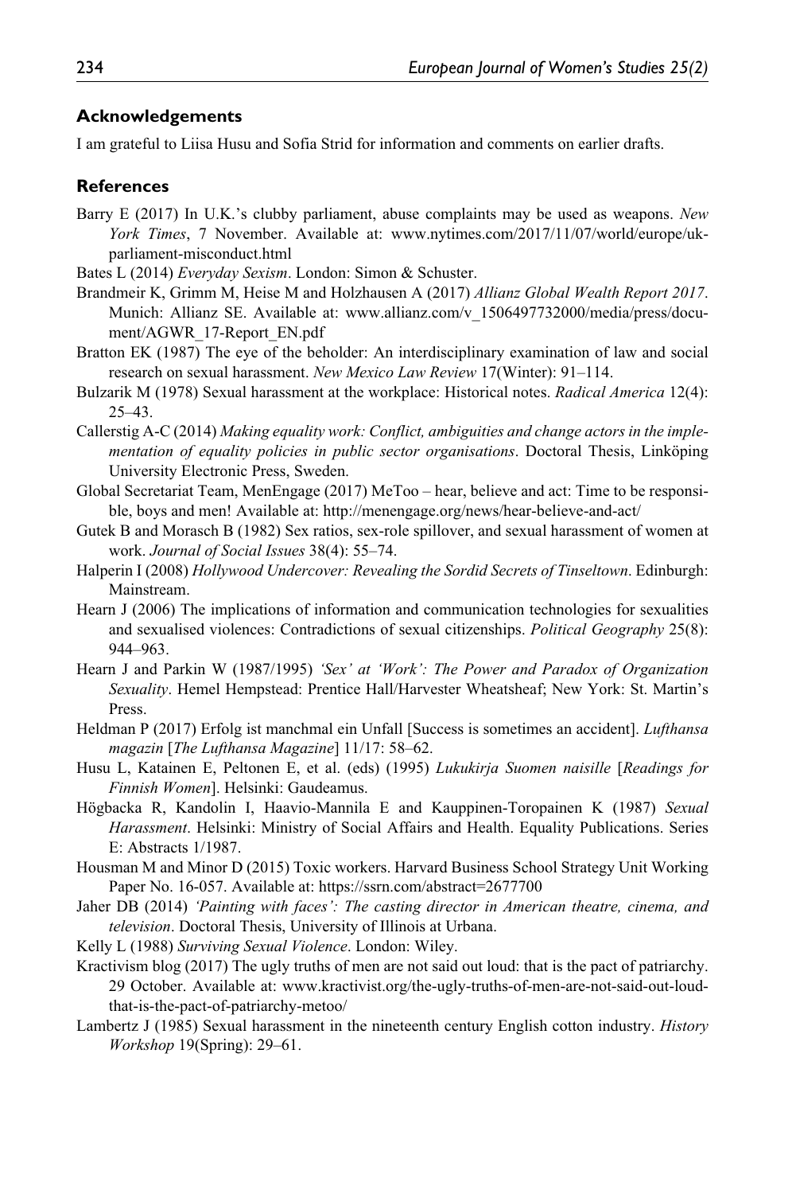## Acknowledgements

I am grateful to Liisa Husu and Sofia Strid for information and comments on earlier drafts.

## References

Barry E (2017) In U.K.'s clubby parliament, abuse complaints may be used as weapons. *New York Times*, 7 November. Available at: www.nytimes.com/2017/11/07/world/europe/uk-parliament-misconduct.html

Bates L (2014) *Everyday Sexism*. London: Simon & Schuster.

Brandmeir K, Grimm M, Heise M and Holzhausen A (2017) *Allianz Global Wealth Report 2017*. Munich: Allianz SE. Available at: www.allianz.com/v_1506497732000/media/press/document/AGWR_17-Report_EN.pdf

Bratton EK (1987) The eye of the beholder: An interdisciplinary examination of law and social research on sexual harassment. *New Mexico Law Review* 17(Winter): 91–114.

Bulzarik M (1978) Sexual harassment at the workplace: Historical notes. *Radical America* 12(4): 25–43.

Callerstig A-C (2014) *Making equality work: Conflict, ambiguities and change actors in the implementation of equality policies in public sector organisations*. Doctoral Thesis, Linköping University Electronic Press, Sweden.

Global Secretariat Team, MenEngage (2017) MeToo – hear, believe and act: Time to be responsible, boys and men! Available at: http://menengage.org/news/hear-believe-and-act/

Gutek B and Morasch B (1982) Sex ratios, sex-role spillover, and sexual harassment of women at work. *Journal of Social Issues* 38(4): 55–74.

Halperin I (2008) *Hollywood Undercover: Revealing the Sordid Secrets of Tinseltown*. Edinburgh: Mainstream.

Hearn J (2006) The implications of information and communication technologies for sexualities and sexualised violences: Contradictions of sexual citizenships. *Political Geography* 25(8): 944–963.

Hearn J and Parkin W (1987/1995) *'Sex' at 'Work': The Power and Paradox of Organization Sexuality*. Hemel Hempstead: Prentice Hall/Harvester Wheatsheaf; New York: St. Martin's Press.

Heldman P (2017) Erfolg ist manchmal ein Unfall [Success is sometimes an accident]. *Lufthansa magazin* [*The Lufthansa Magazine*] 11/17: 58–62.

Husu L, Katainen E, Peltonen E, et al. (eds) (1995) *Lukukirja Suomen naisille* [*Readings for Finnish Women*]. Helsinki: Gaudeamus.

Högbacka R, Kandolin I, Haavio-Mannila E and Kauppinen-Toropainen K (1987) *Sexual Harassment*. Helsinki: Ministry of Social Affairs and Health. Equality Publications. Series E: Abstracts 1/1987.

Housman M and Minor D (2015) Toxic workers. Harvard Business School Strategy Unit Working Paper No. 16-057. Available at: https://ssrn.com/abstract=2677700

Jaher DB (2014) *'Painting with faces': The casting director in American theatre, cinema, and television*. Doctoral Thesis, University of Illinois at Urbana.

Kelly L (1988) *Surviving Sexual Violence*. London: Wiley.

Kractivism blog (2017) The ugly truths of men are not said out loud: that is the pact of patriarchy. 29 October. Available at: www.kractivist.org/the-ugly-truths-of-men-are-not-said-out-loud-that-is-the-pact-of-patriarchy-metoo/

Lambertz J (1985) Sexual harassment in the nineteenth century English cotton industry. *History Workshop* 19(Spring): 29–61.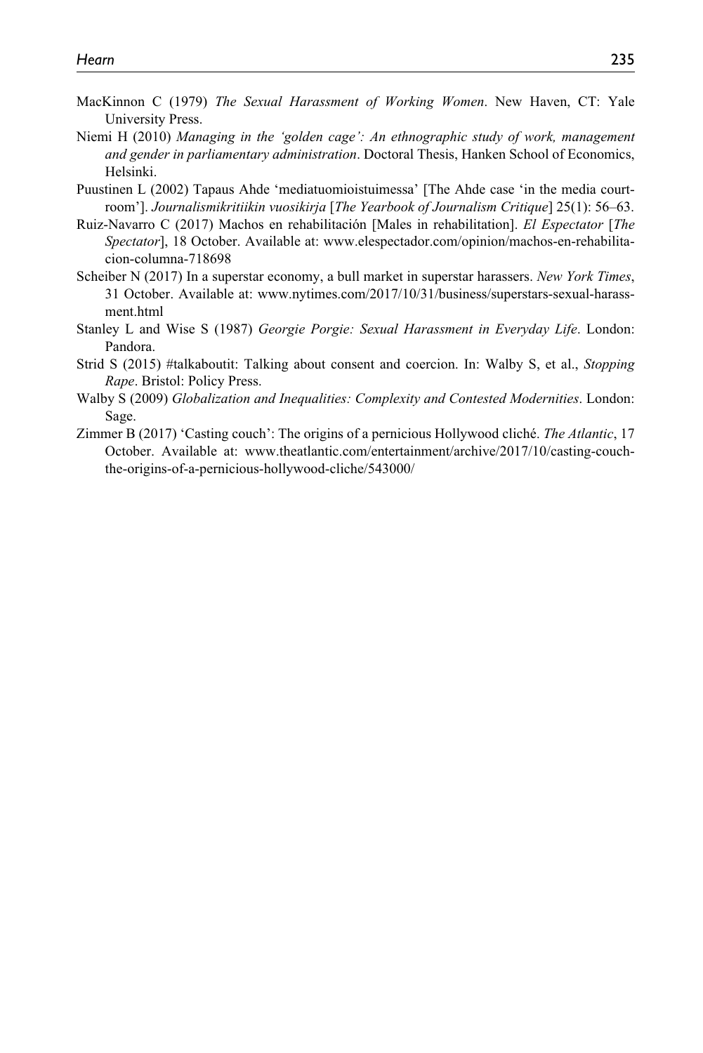MacKinnon C (1979) *The Sexual Harassment of Working Women*. New Haven, CT: Yale University Press.

Niemi H (2010) *Managing in the 'golden cage': An ethnographic study of work, management and gender in parliamentary administration*. Doctoral Thesis, Hanken School of Economics, Helsinki.

Puustinen L (2002) Tapaus Ahde 'mediatuomioistuimessa' [The Ahde case 'in the media courtroom']. *Journalismikritiikin vuosikirja* [*The Yearbook of Journalism Critique*] 25(1): 56–63.

Ruiz-Navarro C (2017) Machos en rehabilitación [Males in rehabilitation]. *El Espectator* [*The Spectator*], 18 October. Available at: www.elespectador.com/opinion/machos-en-rehabilitacion-columna-718698

Scheiber N (2017) In a superstar economy, a bull market in superstar harassers. *New York Times*, 31 October. Available at: www.nytimes.com/2017/10/31/business/superstars-sexual-harassment.html

Stanley L and Wise S (1987) *Georgie Porgie: Sexual Harassment in Everyday Life*. London: Pandora.

Strid S (2015) #talkaboutit: Talking about consent and coercion. In: Walby S, et al., *Stopping Rape*. Bristol: Policy Press.

Walby S (2009) *Globalization and Inequalities: Complexity and Contested Modernities*. London: Sage.

Zimmer B (2017) 'Casting couch': The origins of a pernicious Hollywood cliché. *The Atlantic*, 17 October. Available at: www.theatlantic.com/entertainment/archive/2017/10/casting-couch-the-origins-of-a-pernicious-hollywood-cliche/543000/